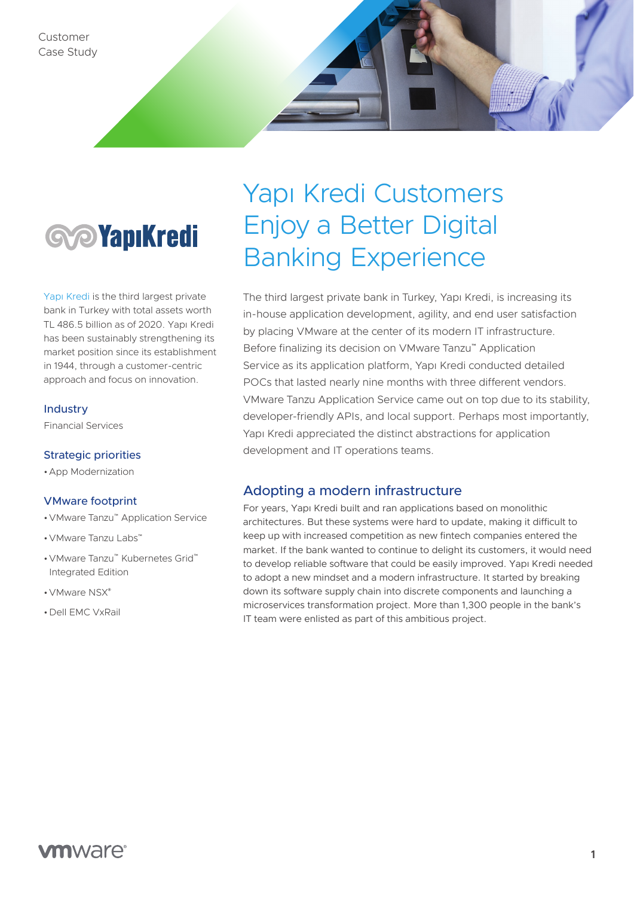Customer
Case Study

# Yapı Kredi Customers Enjoy a Better Digital Banking Experience

Yapı Kredi is the third largest private bank in Turkey with total assets worth TL 486.5 billion as of 2020. Yapı Kredi has been sustainably strengthening its market position since its establishment in 1944, through a customer-centric approach and focus on innovation.

### Industry

Financial Services

### Strategic priorities

- App Modernization

### VMware footprint

- VMware Tanzu™ Application Service
- VMware Tanzu Labs™
- VMware Tanzu™ Kubernetes Grid™ Integrated Edition
- VMware NSX®
- Dell EMC VxRail

The third largest private bank in Turkey, Yapı Kredi, is increasing its in-house application development, agility, and end user satisfaction by placing VMware at the center of its modern IT infrastructure. Before finalizing its decision on VMware Tanzu™ Application Service as its application platform, Yapı Kredi conducted detailed POCs that lasted nearly nine months with three different vendors. VMware Tanzu Application Service came out on top due to its stability, developer-friendly APIs, and local support. Perhaps most importantly, Yapı Kredi appreciated the distinct abstractions for application development and IT operations teams.

## Adopting a modern infrastructure

For years, Yapı Kredi built and ran applications based on monolithic architectures. But these systems were hard to update, making it difficult to keep up with increased competition as new fintech companies entered the market. If the bank wanted to continue to delight its customers, it would need to develop reliable software that could be easily improved. Yapı Kredi needed to adopt a new mindset and a modern infrastructure. It started by breaking down its software supply chain into discrete components and launching a microservices transformation project. More than 1,300 people in the bank's IT team were enlisted as part of this ambitious project.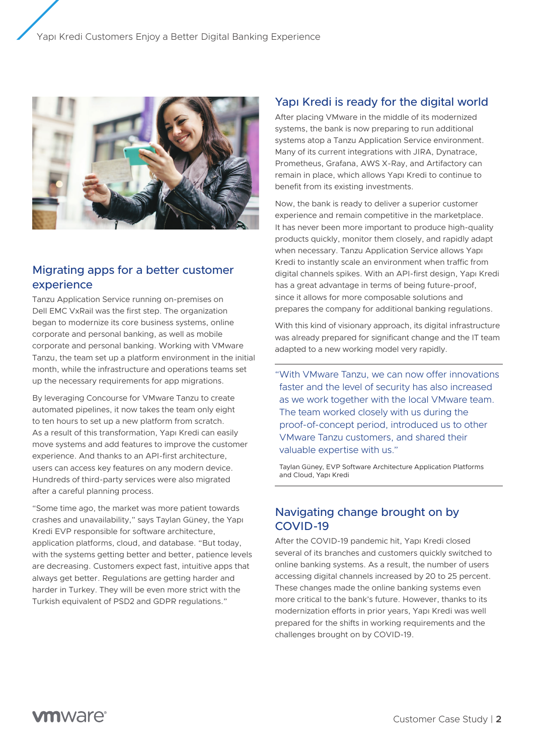## Migrating apps for a better customer experience

Tanzu Application Service running on-premises on Dell EMC VxRail was the first step. The organization began to modernize its core business systems, online corporate and personal banking, as well as mobile corporate and personal banking. Working with VMware Tanzu, the team set up a platform environment in the initial month, while the infrastructure and operations teams set up the necessary requirements for app migrations.

By leveraging Concourse for VMware Tanzu to create automated pipelines, it now takes the team only eight to ten hours to set up a new platform from scratch. As a result of this transformation, Yapı Kredi can easily move systems and add features to improve the customer experience. And thanks to an API-first architecture, users can access key features on any modern device. Hundreds of third-party services were also migrated after a careful planning process.

"Some time ago, the market was more patient towards crashes and unavailability," says Taylan Güney, the Yapı Kredi EVP responsible for software architecture, application platforms, cloud, and database. "But today, with the systems getting better and better, patience levels are decreasing. Customers expect fast, intuitive apps that always get better. Regulations are getting harder and harder in Turkey. They will be even more strict with the Turkish equivalent of PSD2 and GDPR regulations."

## Yapı Kredi is ready for the digital world

After placing VMware in the middle of its modernized systems, the bank is now preparing to run additional systems atop a Tanzu Application Service environment. Many of its current integrations with JIRA, Dynatrace, Prometheus, Grafana, AWS X-Ray, and Artifactory can remain in place, which allows Yapı Kredi to continue to benefit from its existing investments.

Now, the bank is ready to deliver a superior customer experience and remain competitive in the marketplace. It has never been more important to produce high-quality products quickly, monitor them closely, and rapidly adapt when necessary. Tanzu Application Service allows Yapı Kredi to instantly scale an environment when traffic from digital channels spikes. With an API-first design, Yapı Kredi has a great advantage in terms of being future-proof, since it allows for more composable solutions and prepares the company for additional banking regulations.

With this kind of visionary approach, its digital infrastructure was already prepared for significant change and the IT team adapted to a new working model very rapidly.

> "With VMware Tanzu, we can now offer innovations faster and the level of security has also increased as we work together with the local VMware team. The team worked closely with us during the proof-of-concept period, introduced us to other VMware Tanzu customers, and shared their valuable expertise with us."
>
> Taylan Güney, EVP Software Architecture Application Platforms and Cloud, Yapı Kredi

## Navigating change brought on by COVID-19

After the COVID-19 pandemic hit, Yapı Kredi closed several of its branches and customers quickly switched to online banking systems. As a result, the number of users accessing digital channels increased by 20 to 25 percent. These changes made the online banking systems even more critical to the bank's future. However, thanks to its modernization efforts in prior years, Yapı Kredi was well prepared for the shifts in working requirements and the challenges brought on by COVID-19.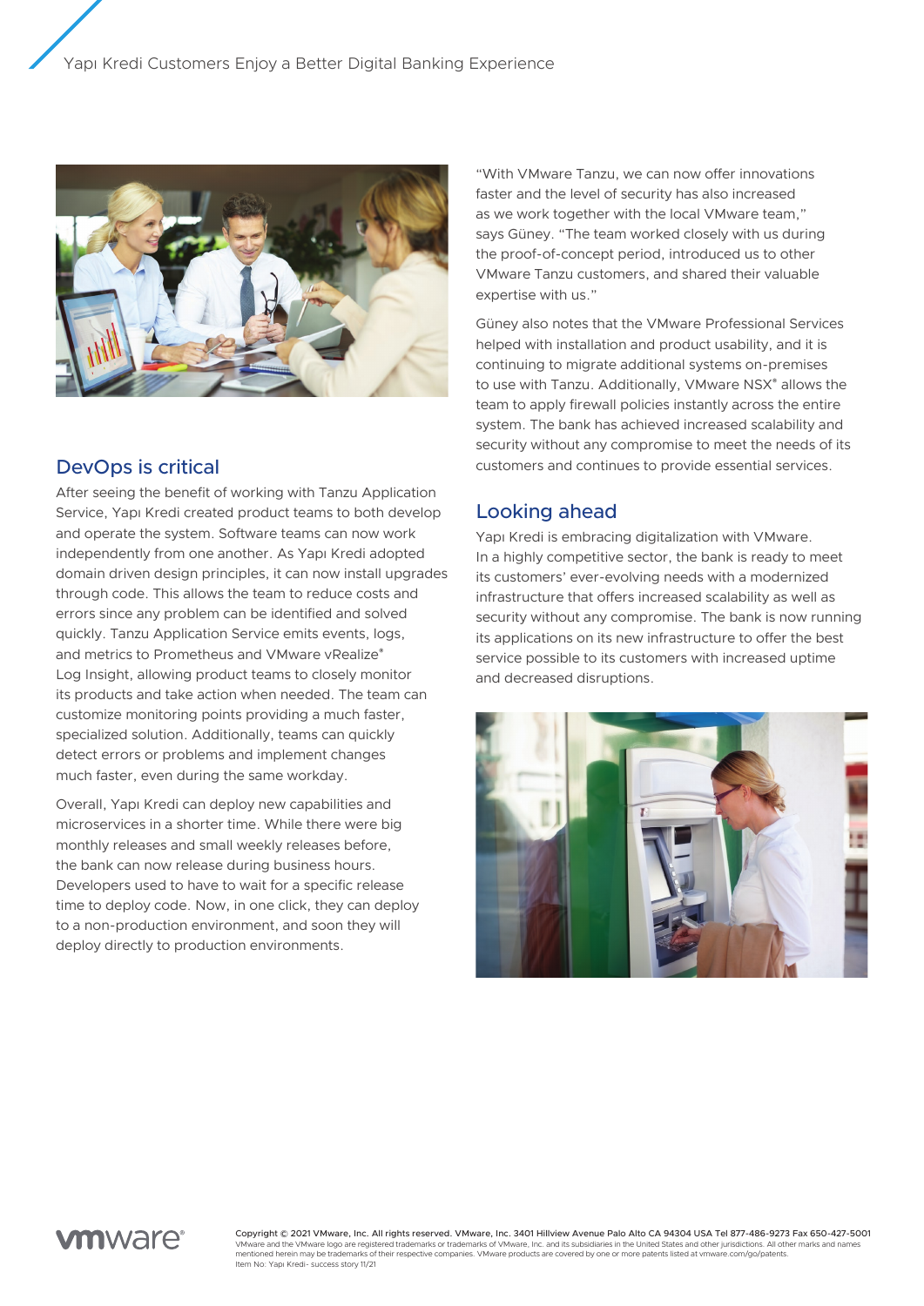## DevOps is critical

After seeing the benefit of working with Tanzu Application Service, Yapı Kredi created product teams to both develop and operate the system. Software teams can now work independently from one another. As Yapı Kredi adopted domain driven design principles, it can now install upgrades through code. This allows the team to reduce costs and errors since any problem can be identified and solved quickly. Tanzu Application Service emits events, logs, and metrics to Prometheus and VMware vRealize® Log Insight, allowing product teams to closely monitor its products and take action when needed. The team can customize monitoring points providing a much faster, specialized solution. Additionally, teams can quickly detect errors or problems and implement changes much faster, even during the same workday.

Overall, Yapı Kredi can deploy new capabilities and microservices in a shorter time. While there were big monthly releases and small weekly releases before, the bank can now release during business hours. Developers used to have to wait for a specific release time to deploy code. Now, in one click, they can deploy to a non-production environment, and soon they will deploy directly to production environments.

"With VMware Tanzu, we can now offer innovations faster and the level of security has also increased as we work together with the local VMware team," says Güney. "The team worked closely with us during the proof-of-concept period, introduced us to other VMware Tanzu customers, and shared their valuable expertise with us."

Güney also notes that the VMware Professional Services helped with installation and product usability, and it is continuing to migrate additional systems on-premises to use with Tanzu. Additionally, VMware NSX® allows the team to apply firewall policies instantly across the entire system. The bank has achieved increased scalability and security without any compromise to meet the needs of its customers and continues to provide essential services.

## Looking ahead

Yapı Kredi is embracing digitalization with VMware. In a highly competitive sector, the bank is ready to meet its customers' ever-evolving needs with a modernized infrastructure that offers increased scalability as well as security without any compromise. The bank is now running its applications on its new infrastructure to offer the best service possible to its customers with increased uptime and decreased disruptions.

Copyright © 2021 VMware, Inc. All rights reserved. VMware, Inc. 3401 Hillview Avenue Palo Alto CA 94304 USA Tel 877-486-9273 Fax 650-427-5001 VMware and the VMware logo are registered trademarks or trademarks of VMware, Inc. and its subsidiaries in the United States and other jurisdictions. All other marks and names mentioned herein may be trademarks of their respective companies. VMware products are covered by one or more patents listed at vmware.com/go/patents. Item No: Yapı Kredi- success story 11/21